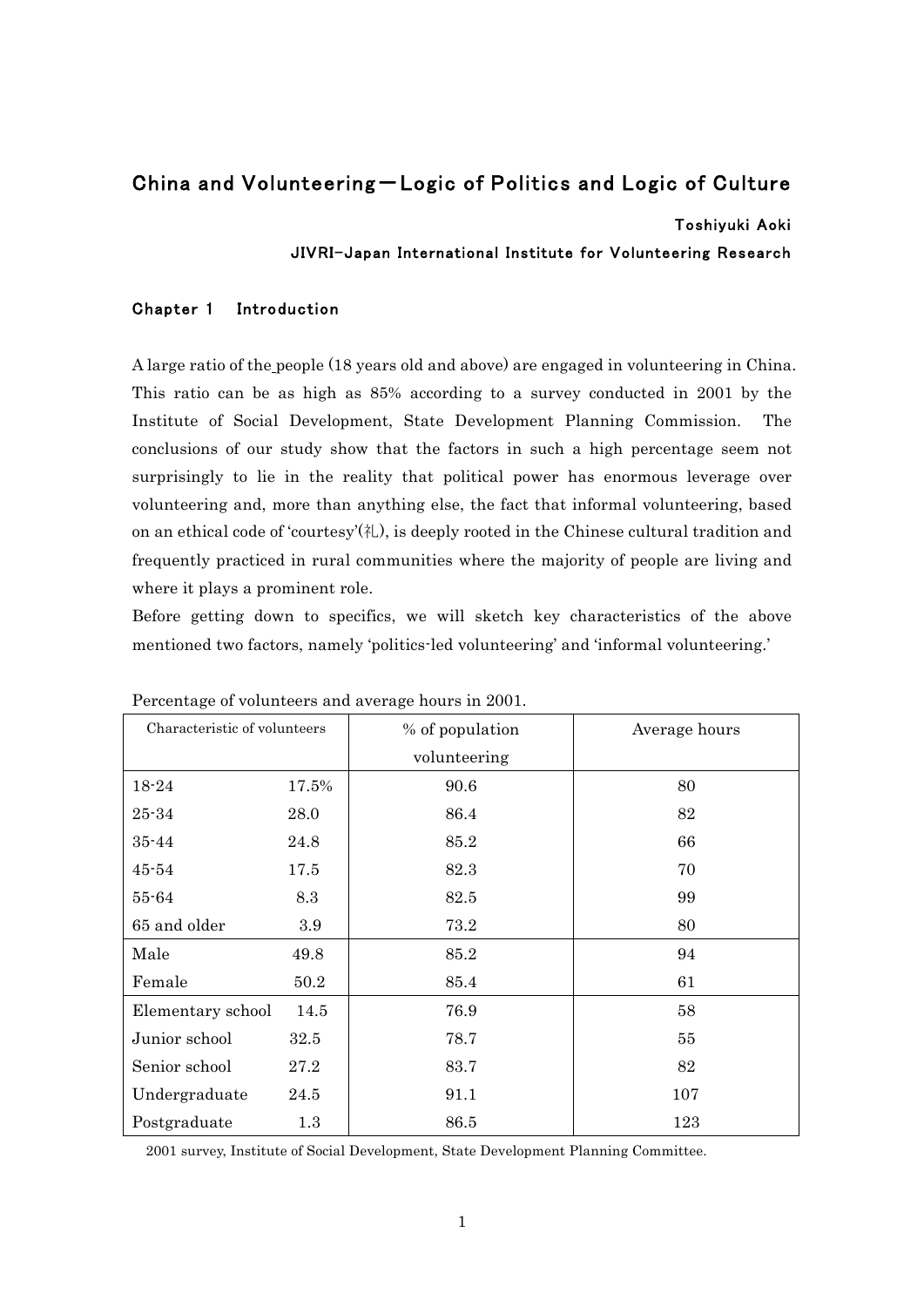# China and Volunteering－Logic of Politics and Logic of Culture

Toshiyuki Aoki

JIVRI-Japan International Institute for Volunteering Research

## Chapter 1　Introduction

A large ratio of the people (18 years old and above) are engaged in volunteering in China. This ratio can be as high as 85% according to a survey conducted in 2001 by the Institute of Social Development, State Development Planning Commission. The conclusions of our study show that the factors in such a high percentage seem not surprisingly to lie in the reality that political power has enormous leverage over volunteering and, more than anything else, the fact that informal volunteering, based on an ethical code of 'courtesy'(礼), is deeply rooted in the Chinese cultural tradition and frequently practiced in rural communities where the majority of people are living and where it plays a prominent role.

Before getting down to specifics, we will sketch key characteristics of the above mentioned two factors, namely 'politics-led volunteering' and 'informal volunteering.'

Percentage of volunteers and average hours in 2001.

| Characteristic of volunteers | | % of population volunteering | Average hours |
|---|---|---|---|
| 18-24 | 17.5% | 90.6 | 80 |
| 25-34 | 28.0 | 86.4 | 82 |
| 35-44 | 24.8 | 85.2 | 66 |
| 45-54 | 17.5 | 82.3 | 70 |
| 55-64 | 8.3 | 82.5 | 99 |
| 65 and older | 3.9 | 73.2 | 80 |
| Male | 49.8 | 85.2 | 94 |
| Female | 50.2 | 85.4 | 61 |
| Elementary school | 14.5 | 76.9 | 58 |
| Junior school | 32.5 | 78.7 | 55 |
| Senior school | 27.2 | 83.7 | 82 |
| Undergraduate | 24.5 | 91.1 | 107 |
| Postgraduate | 1.3 | 86.5 | 123 |

2001 survey, Institute of Social Development, State Development Planning Committee.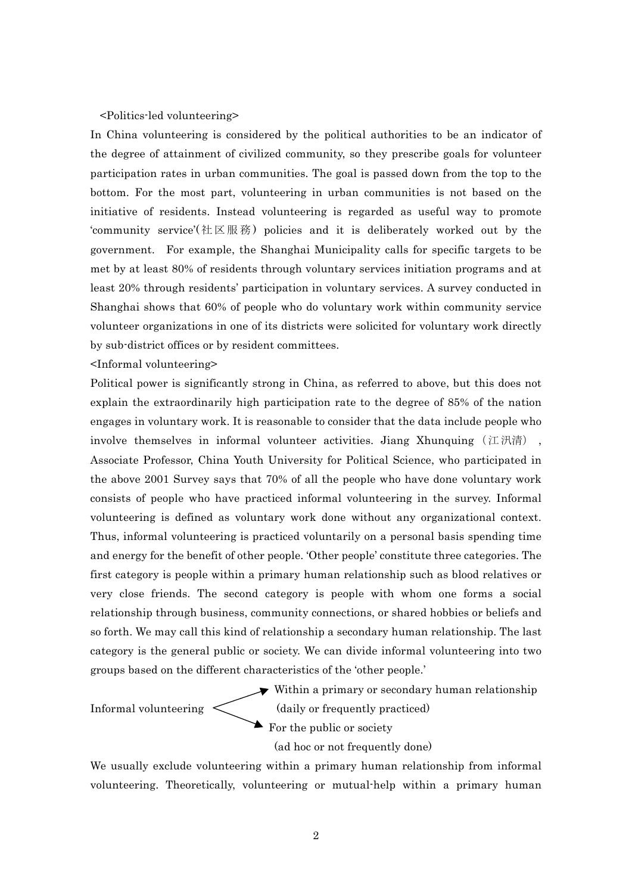<Politics-led volunteering>

In China volunteering is considered by the political authorities to be an indicator of the degree of attainment of civilized community, so they prescribe goals for volunteer participation rates in urban communities. The goal is passed down from the top to the bottom. For the most part, volunteering in urban communities is not based on the initiative of residents. Instead volunteering is regarded as useful way to promote 'community service'(社区服務) policies and it is deliberately worked out by the government. For example, the Shanghai Municipality calls for specific targets to be met by at least 80% of residents through voluntary services initiation programs and at least 20% through residents' participation in voluntary services. A survey conducted in Shanghai shows that 60% of people who do voluntary work within community service volunteer organizations in one of its districts were solicited for voluntary work directly by sub-district offices or by resident committees.

<Informal volunteering>

Political power is significantly strong in China, as referred to above, but this does not explain the extraordinarily high participation rate to the degree of 85% of the nation engages in voluntary work. It is reasonable to consider that the data include people who involve themselves in informal volunteer activities. Jiang Xhunquing（江汛清）, Associate Professor, China Youth University for Political Science, who participated in the above 2001 Survey says that 70% of all the people who have done voluntary work consists of people who have practiced informal volunteering in the survey. Informal volunteering is defined as voluntary work done without any organizational context. Thus, informal volunteering is practiced voluntarily on a personal basis spending time and energy for the benefit of other people. 'Other people' constitute three categories. The first category is people within a primary human relationship such as blood relatives or very close friends. The second category is people with whom one forms a social relationship through business, community connections, or shared hobbies or beliefs and so forth. We may call this kind of relationship a secondary human relationship. The last category is the general public or society. We can divide informal volunteering into two groups based on the different characteristics of the 'other people.'

Informal volunteering →
- Within a primary or secondary human relationship (daily or frequently practiced)
- For the public or society (ad hoc or not frequently done)

We usually exclude volunteering within a primary human relationship from informal volunteering. Theoretically, volunteering or mutual-help within a primary human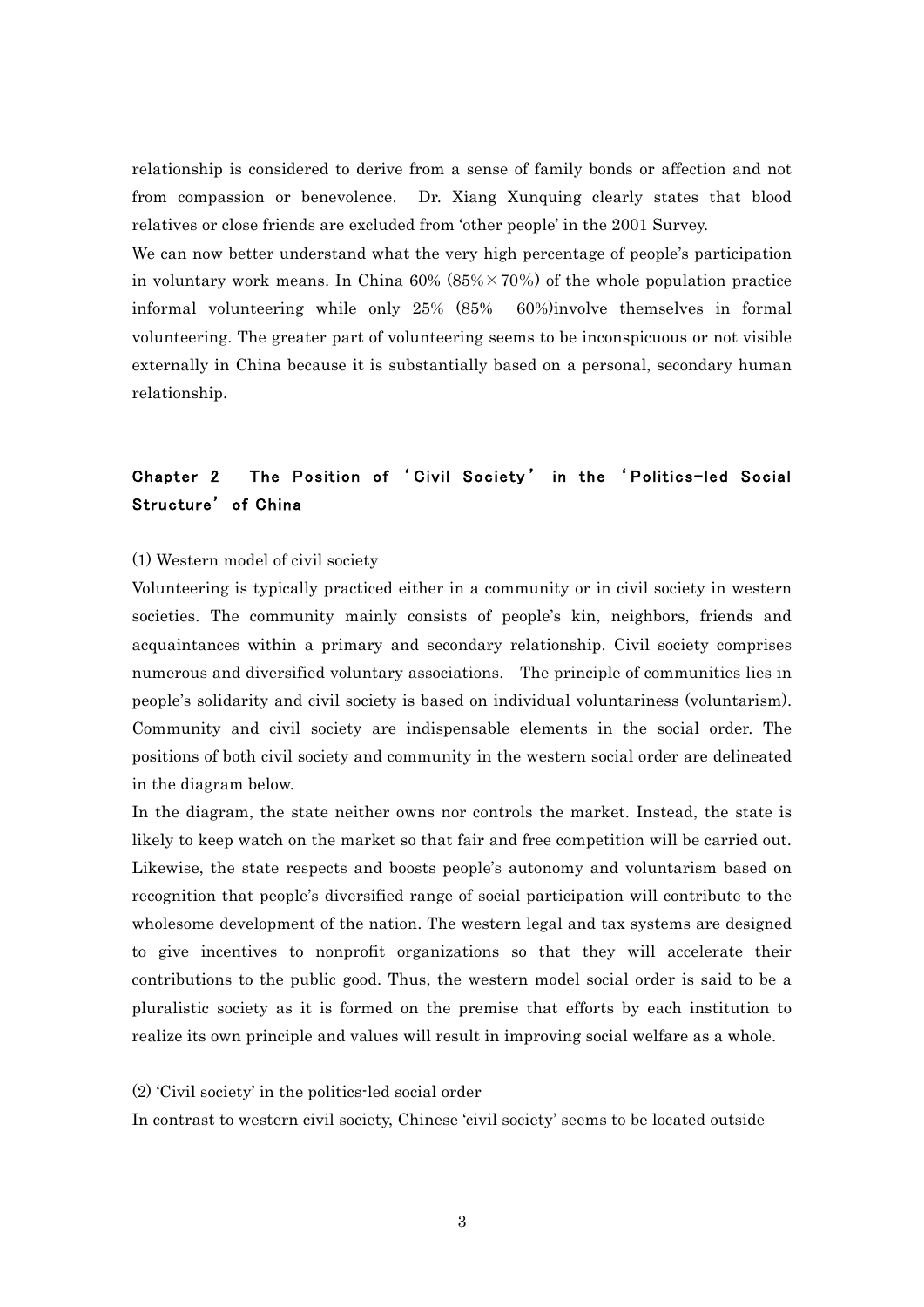relationship is considered to derive from a sense of family bonds or affection and not from compassion or benevolence. Dr. Xiang Xunquing clearly states that blood relatives or close friends are excluded from 'other people' in the 2001 Survey.

We can now better understand what the very high percentage of people's participation in voluntary work means. In China 60% (85%×70%) of the whole population practice informal volunteering while only 25% (85% − 60%)involve themselves in formal volunteering. The greater part of volunteering seems to be inconspicuous or not visible externally in China because it is substantially based on a personal, secondary human relationship.

## Chapter 2　The Position of 'Civil Society' in the 'Politics-led Social Structure' of China

(1) Western model of civil society

Volunteering is typically practiced either in a community or in civil society in western societies. The community mainly consists of people's kin, neighbors, friends and acquaintances within a primary and secondary relationship. Civil society comprises numerous and diversified voluntary associations. The principle of communities lies in people's solidarity and civil society is based on individual voluntariness (voluntarism). Community and civil society are indispensable elements in the social order. The positions of both civil society and community in the western social order are delineated in the diagram below.

In the diagram, the state neither owns nor controls the market. Instead, the state is likely to keep watch on the market so that fair and free competition will be carried out. Likewise, the state respects and boosts people's autonomy and voluntarism based on recognition that people's diversified range of social participation will contribute to the wholesome development of the nation. The western legal and tax systems are designed to give incentives to nonprofit organizations so that they will accelerate their contributions to the public good. Thus, the western model social order is said to be a pluralistic society as it is formed on the premise that efforts by each institution to realize its own principle and values will result in improving social welfare as a whole.

(2) 'Civil society' in the politics-led social order

In contrast to western civil society, Chinese 'civil society' seems to be located outside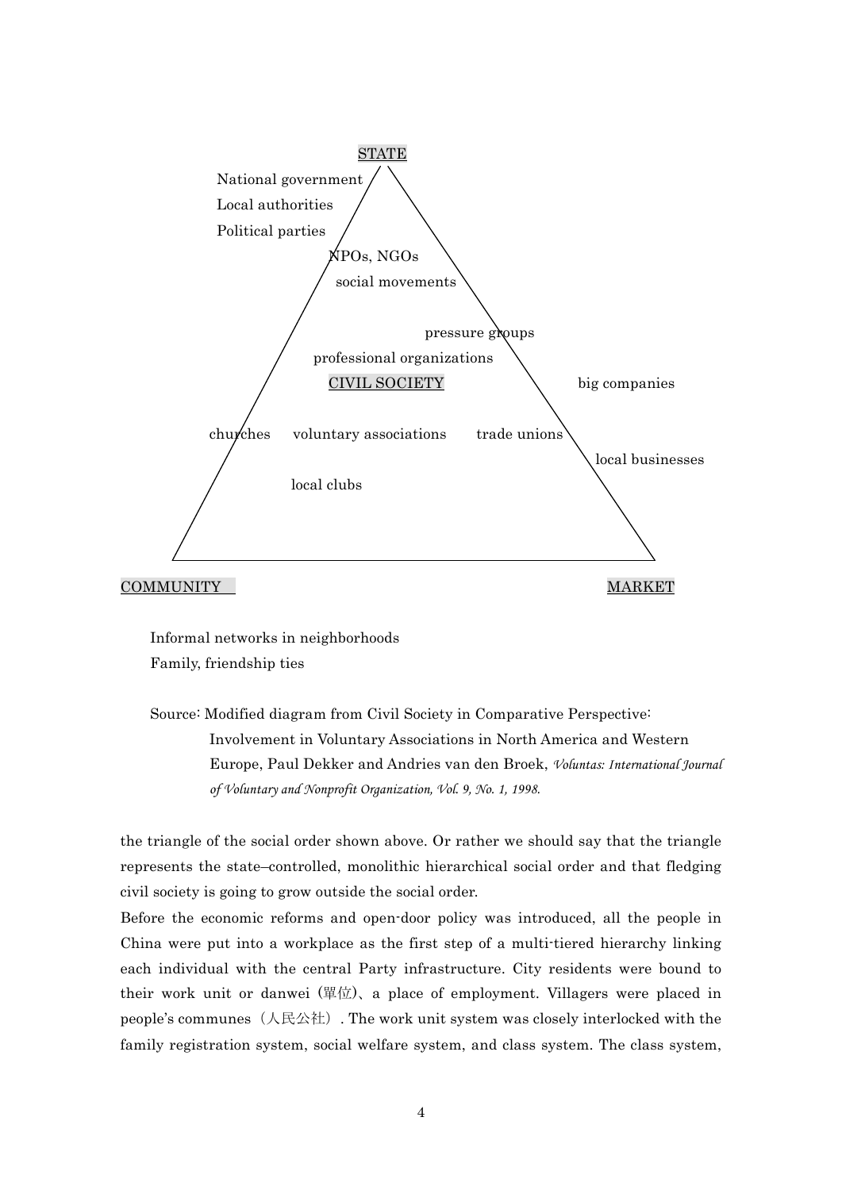STATE

National government
Local authorities
Political parties

NPOs, NGOs
social movements

pressure groups
professional organizations
CIVIL SOCIETY

big companies

churches voluntary associations trade unions

local businesses

local clubs

COMMUNITY

MARKET

Informal networks in neighborhoods
Family, friendship ties

Source: Modified diagram from Civil Society in Comparative Perspective: Involvement in Voluntary Associations in North America and Western Europe, Paul Dekker and Andries van den Broek, *Voluntas: International Journal of Voluntary and Nonprofit Organization, Vol. 9, No. 1, 1998.*

the triangle of the social order shown above. Or rather we should say that the triangle represents the state–controlled, monolithic hierarchical social order and that fledging civil society is going to grow outside the social order.

Before the economic reforms and open-door policy was introduced, all the people in China were put into a workplace as the first step of a multi-tiered hierarchy linking each individual with the central Party infrastructure. City residents were bound to their work unit or danwei (單位)、a place of employment. Villagers were placed in people's communes（人民公社）. The work unit system was closely interlocked with the family registration system, social welfare system, and class system. The class system,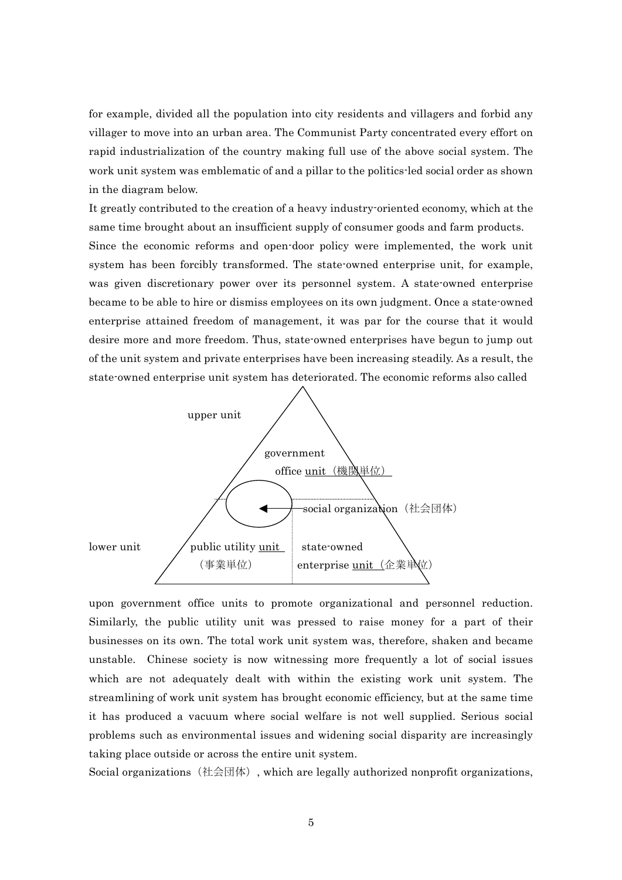for example, divided all the population into city residents and villagers and forbid any villager to move into an urban area. The Communist Party concentrated every effort on rapid industrialization of the country making full use of the above social system. The work unit system was emblematic of and a pillar to the politics-led social order as shown in the diagram below.

It greatly contributed to the creation of a heavy industry-oriented economy, which at the same time brought about an insufficient supply of consumer goods and farm products.

Since the economic reforms and open-door policy were implemented, the work unit system has been forcibly transformed. The state-owned enterprise unit, for example, was given discretionary power over its personnel system. A state-owned enterprise became to be able to hire or dismiss employees on its own judgment. Once a state-owned enterprise attained freedom of management, it was par for the course that it would desire more and more freedom. Thus, state-owned enterprises have begun to jump out of the unit system and private enterprises have been increasing steadily. As a result, the state-owned enterprise unit system has deteriorated. The economic reforms also called

upper unit

government office unit（機関単位）

social organization（社会団体）

lower unit

public utility unit（事業単位）

state-owned enterprise unit（企業単位）

upon government office units to promote organizational and personnel reduction. Similarly, the public utility unit was pressed to raise money for a part of their businesses on its own. The total work unit system was, therefore, shaken and became unstable. Chinese society is now witnessing more frequently a lot of social issues which are not adequately dealt with within the existing work unit system. The streamlining of work unit system has brought economic efficiency, but at the same time it has produced a vacuum where social welfare is not well supplied. Serious social problems such as environmental issues and widening social disparity are increasingly taking place outside or across the entire unit system.

Social organizations（社会団体）, which are legally authorized nonprofit organizations,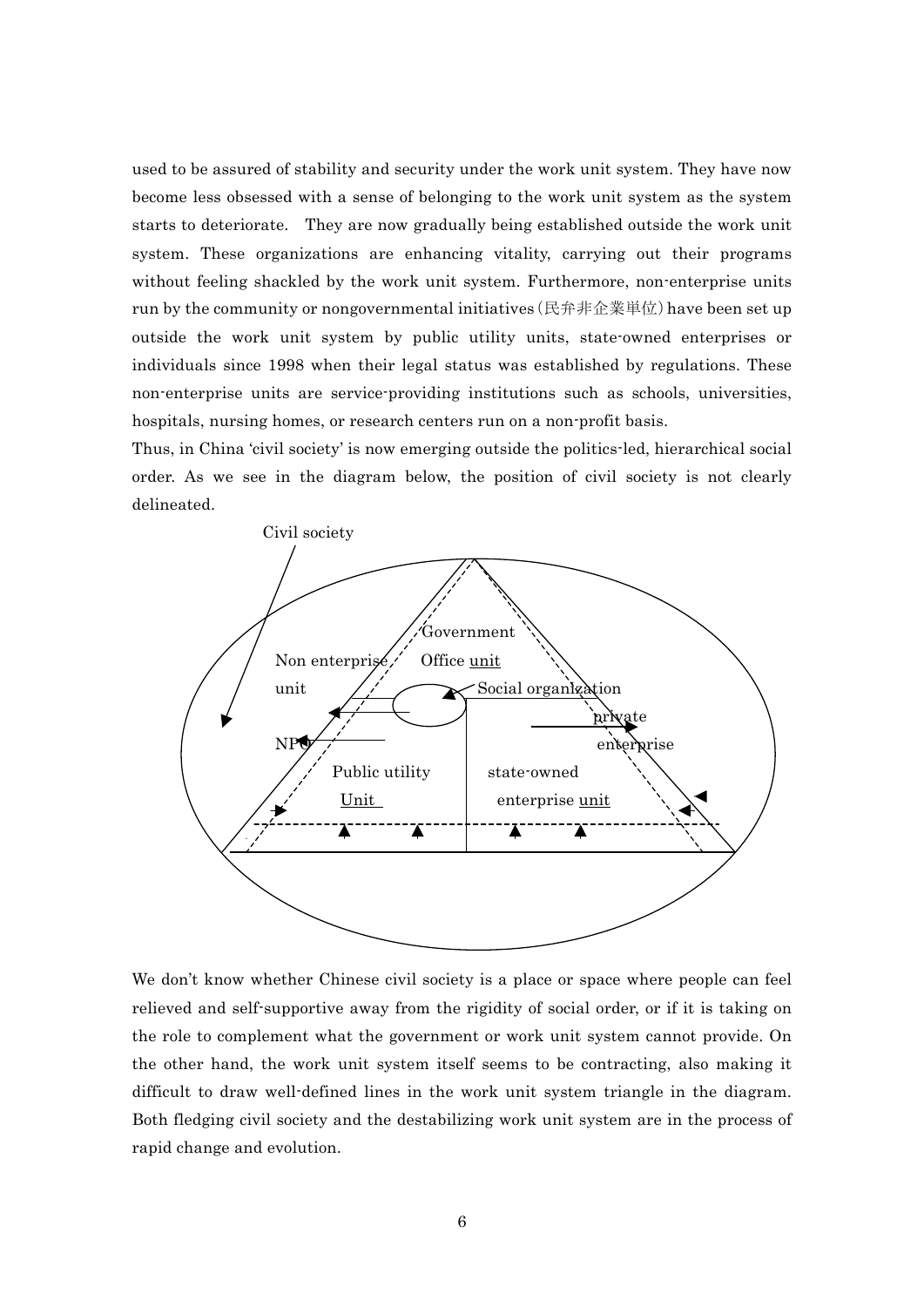used to be assured of stability and security under the work unit system. They have now become less obsessed with a sense of belonging to the work unit system as the system starts to deteriorate. They are now gradually being established outside the work unit system. These organizations are enhancing vitality, carrying out their programs without feeling shackled by the work unit system. Furthermore, non-enterprise units run by the community or nongovernmental initiatives (民弁非企業単位) have been set up outside the work unit system by public utility units, state-owned enterprises or individuals since 1998 when their legal status was established by regulations. These non-enterprise units are service-providing institutions such as schools, universities, hospitals, nursing homes, or research centers run on a non-profit basis.

Thus, in China 'civil society' is now emerging outside the politics-led, hierarchical social order. As we see in the diagram below, the position of civil society is not clearly delineated.

Civil society

Government Office unit

Non enterprise unit

Social organization

private enterprise

NPO

Public utility Unit

state-owned enterprise unit

We don't know whether Chinese civil society is a place or space where people can feel relieved and self-supportive away from the rigidity of social order, or if it is taking on the role to complement what the government or work unit system cannot provide. On the other hand, the work unit system itself seems to be contracting, also making it difficult to draw well-defined lines in the work unit system triangle in the diagram. Both fledging civil society and the destabilizing work unit system are in the process of rapid change and evolution.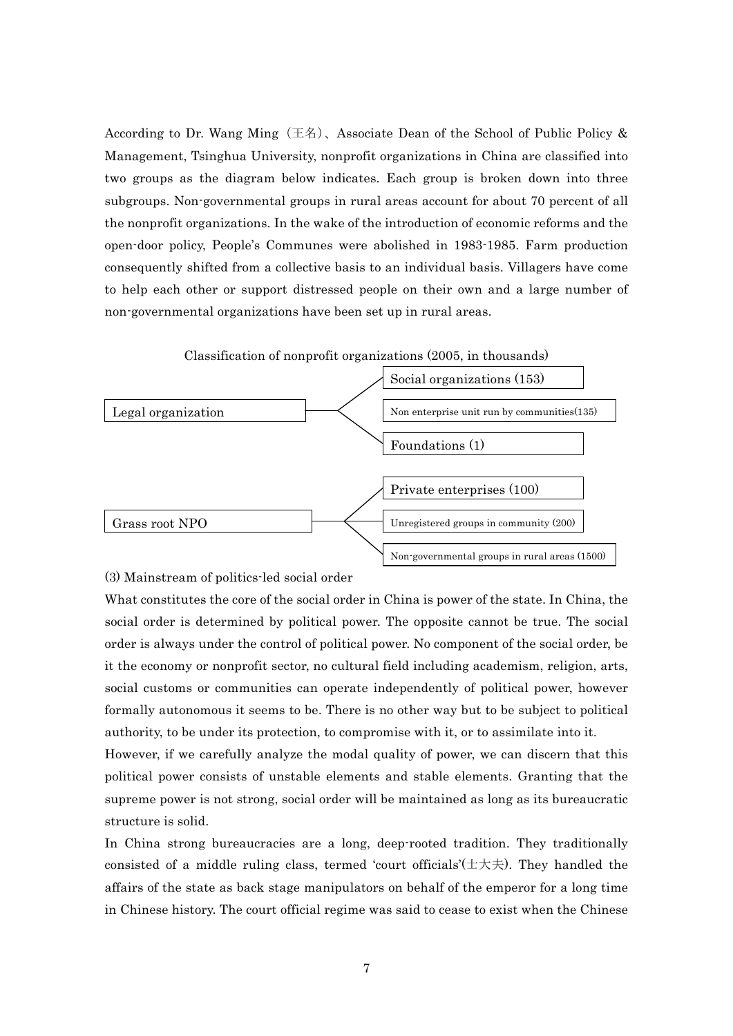According to Dr. Wang Ming（王名）、Associate Dean of the School of Public Policy & Management, Tsinghua University, nonprofit organizations in China are classified into two groups as the diagram below indicates. Each group is broken down into three subgroups. Non-governmental groups in rural areas account for about 70 percent of all the nonprofit organizations. In the wake of the introduction of economic reforms and the open-door policy, People's Communes were abolished in 1983-1985. Farm production consequently shifted from a collective basis to an individual basis. Villagers have come to help each other or support distressed people on their own and a large number of non-governmental organizations have been set up in rural areas.

Classification of nonprofit organizations (2005, in thousands)

| Group | Subgroup |
|---|---|
| Legal organization | Social organizations (153) |
| | Non enterprise unit run by communities(135) |
| | Foundations (1) |
| Grass root NPO | Private enterprises (100) |
| | Unregistered groups in community (200) |
| | Non-governmental groups in rural areas (1500) |

(3) Mainstream of politics-led social order

What constitutes the core of the social order in China is power of the state. In China, the social order is determined by political power. The opposite cannot be true. The social order is always under the control of political power. No component of the social order, be it the economy or nonprofit sector, no cultural field including academism, religion, arts, social customs or communities can operate independently of political power, however formally autonomous it seems to be. There is no other way but to be subject to political authority, to be under its protection, to compromise with it, or to assimilate into it.

However, if we carefully analyze the modal quality of power, we can discern that this political power consists of unstable elements and stable elements. Granting that the supreme power is not strong, social order will be maintained as long as its bureaucratic structure is solid.

In China strong bureaucracies are a long, deep-rooted tradition. They traditionally consisted of a middle ruling class, termed 'court officials'(士大夫). They handled the affairs of the state as back stage manipulators on behalf of the emperor for a long time in Chinese history. The court official regime was said to cease to exist when the Chinese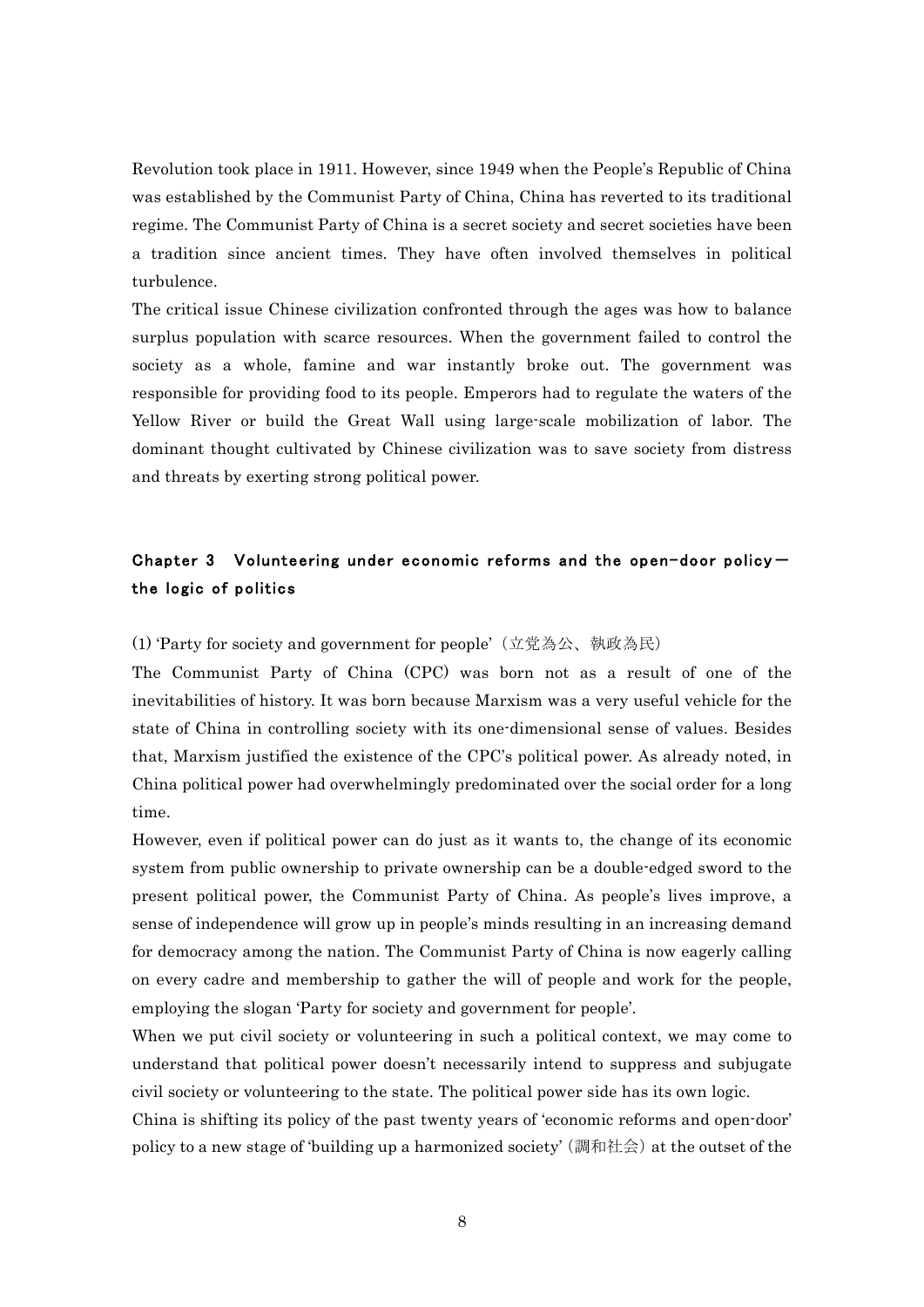Revolution took place in 1911. However, since 1949 when the People's Republic of China was established by the Communist Party of China, China has reverted to its traditional regime. The Communist Party of China is a secret society and secret societies have been a tradition since ancient times. They have often involved themselves in political turbulence.

The critical issue Chinese civilization confronted through the ages was how to balance surplus population with scarce resources. When the government failed to control the society as a whole, famine and war instantly broke out. The government was responsible for providing food to its people. Emperors had to regulate the waters of the Yellow River or build the Great Wall using large-scale mobilization of labor. The dominant thought cultivated by Chinese civilization was to save society from distress and threats by exerting strong political power.

## Chapter 3　Volunteering under economic reforms and the open-door policy― the logic of politics

(1) 'Party for society and government for people'（立党為公、執政為民）

The Communist Party of China (CPC) was born not as a result of one of the inevitabilities of history. It was born because Marxism was a very useful vehicle for the state of China in controlling society with its one-dimensional sense of values. Besides that, Marxism justified the existence of the CPC's political power. As already noted, in China political power had overwhelmingly predominated over the social order for a long time.

However, even if political power can do just as it wants to, the change of its economic system from public ownership to private ownership can be a double-edged sword to the present political power, the Communist Party of China. As people's lives improve, a sense of independence will grow up in people's minds resulting in an increasing demand for democracy among the nation. The Communist Party of China is now eagerly calling on every cadre and membership to gather the will of people and work for the people, employing the slogan 'Party for society and government for people'.

When we put civil society or volunteering in such a political context, we may come to understand that political power doesn't necessarily intend to suppress and subjugate civil society or volunteering to the state. The political power side has its own logic.

China is shifting its policy of the past twenty years of 'economic reforms and open-door' policy to a new stage of 'building up a harmonized society'（調和社会）at the outset of the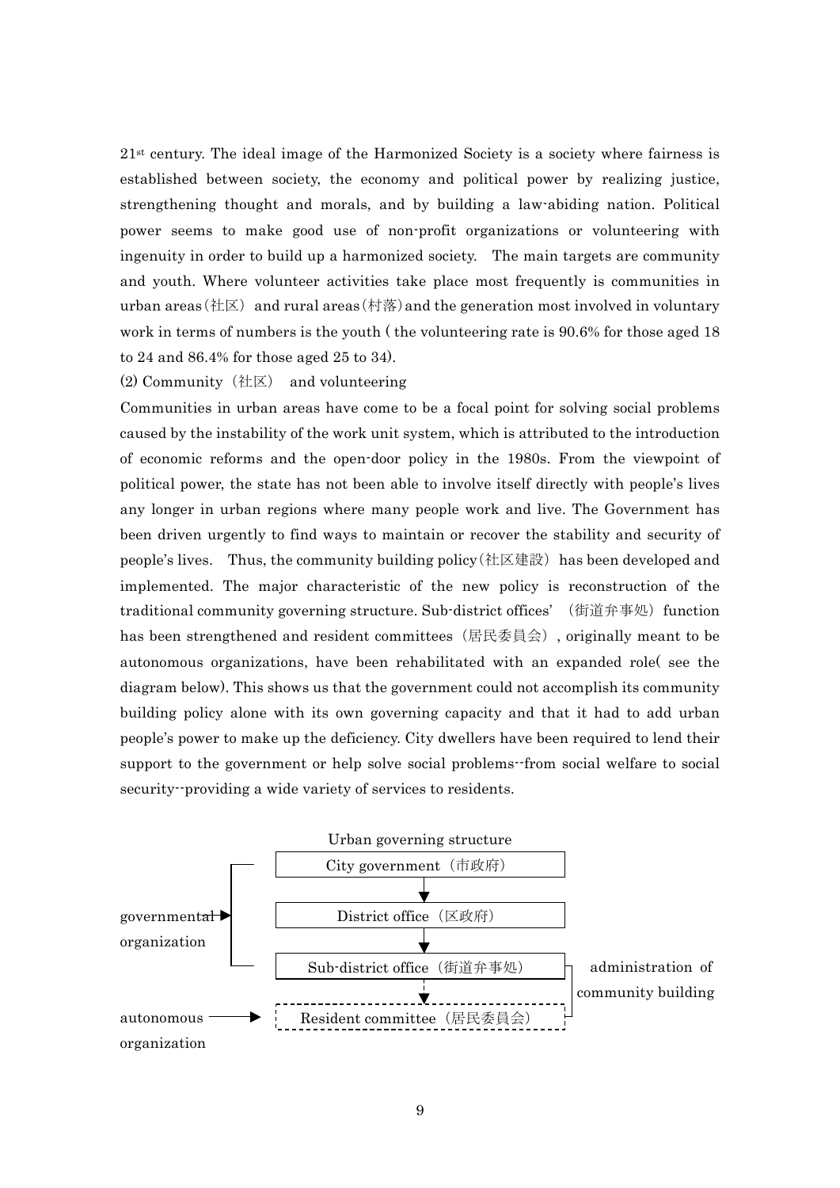21st century. The ideal image of the Harmonized Society is a society where fairness is established between society, the economy and political power by realizing justice, strengthening thought and morals, and by building a law-abiding nation. Political power seems to make good use of non-profit organizations or volunteering with ingenuity in order to build up a harmonized society. The main targets are community and youth. Where volunteer activities take place most frequently is communities in urban areas（社区） and rural areas（村落）and the generation most involved in voluntary work in terms of numbers is the youth ( the volunteering rate is 90.6% for those aged 18 to 24 and 86.4% for those aged 25 to 34).

(2) Community（社区） and volunteering

Communities in urban areas have come to be a focal point for solving social problems caused by the instability of the work unit system, which is attributed to the introduction of economic reforms and the open-door policy in the 1980s. From the viewpoint of political power, the state has not been able to involve itself directly with people's lives any longer in urban regions where many people work and live. The Government has been driven urgently to find ways to maintain or recover the stability and security of people's lives. Thus, the community building policy（社区建設） has been developed and implemented. The major characteristic of the new policy is reconstruction of the traditional community governing structure. Sub-district offices' （街道弁事処）function has been strengthened and resident committees（居民委員会）, originally meant to be autonomous organizations, have been rehabilitated with an expanded role( see the diagram below). This shows us that the government could not accomplish its community building policy alone with its own governing capacity and that it had to add urban people's power to make up the deficiency. City dwellers have been required to lend their support to the government or help solve social problems--from social welfare to social security--providing a wide variety of services to residents.

Urban governing structure

- governmental organization:
  - City government（市政府）
  - ↓ District office（区政府）
  - ↓ Sub-district office（街道弁事処）
- autonomous organization:
  - ↓ Resident committee（居民委員会）

(Sub-district office and Resident committee: administration of community building)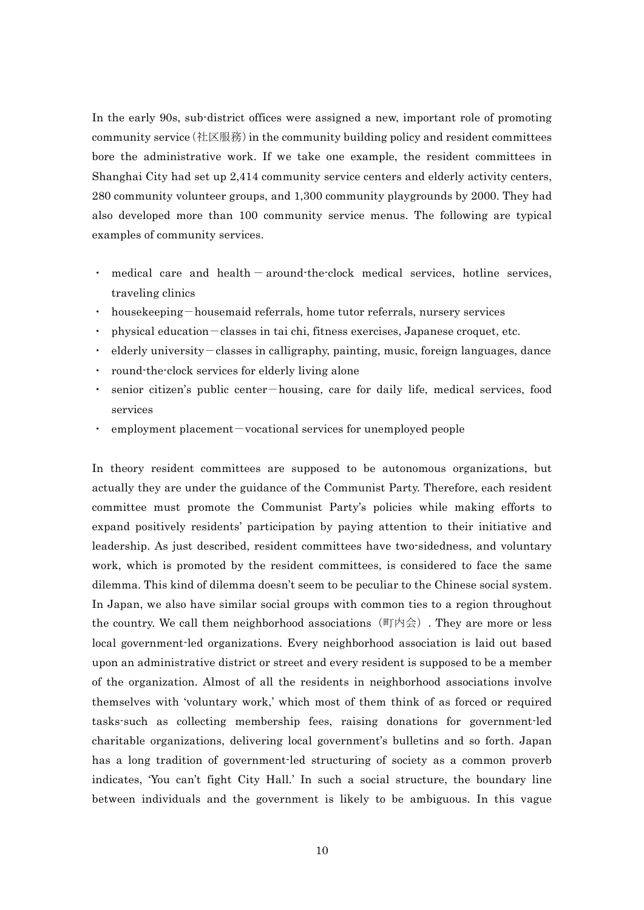In the early 90s, sub-district offices were assigned a new, important role of promoting community service (社区服務) in the community building policy and resident committees bore the administrative work. If we take one example, the resident committees in Shanghai City had set up 2,414 community service centers and elderly activity centers, 280 community volunteer groups, and 1,300 community playgrounds by 2000. They had also developed more than 100 community service menus. The following are typical examples of community services.

- medical care and health－around-the-clock medical services, hotline services, traveling clinics
- housekeeping－housemaid referrals, home tutor referrals, nursery services
- physical education－classes in tai chi, fitness exercises, Japanese croquet, etc.
- elderly university－classes in calligraphy, painting, music, foreign languages, dance
- round-the-clock services for elderly living alone
- senior citizen's public center－housing, care for daily life, medical services, food services
- employment placement－vocational services for unemployed people

In theory resident committees are supposed to be autonomous organizations, but actually they are under the guidance of the Communist Party. Therefore, each resident committee must promote the Communist Party's policies while making efforts to expand positively residents' participation by paying attention to their initiative and leadership. As just described, resident committees have two-sidedness, and voluntary work, which is promoted by the resident committees, is considered to face the same dilemma. This kind of dilemma doesn't seem to be peculiar to the Chinese social system. In Japan, we also have similar social groups with common ties to a region throughout the country. We call them neighborhood associations（町内会）. They are more or less local government-led organizations. Every neighborhood association is laid out based upon an administrative district or street and every resident is supposed to be a member of the organization. Almost of all the residents in neighborhood associations involve themselves with 'voluntary work,' which most of them think of as forced or required tasks-such as collecting membership fees, raising donations for government-led charitable organizations, delivering local government's bulletins and so forth. Japan has a long tradition of government-led structuring of society as a common proverb indicates, 'You can't fight City Hall.' In such a social structure, the boundary line between individuals and the government is likely to be ambiguous. In this vague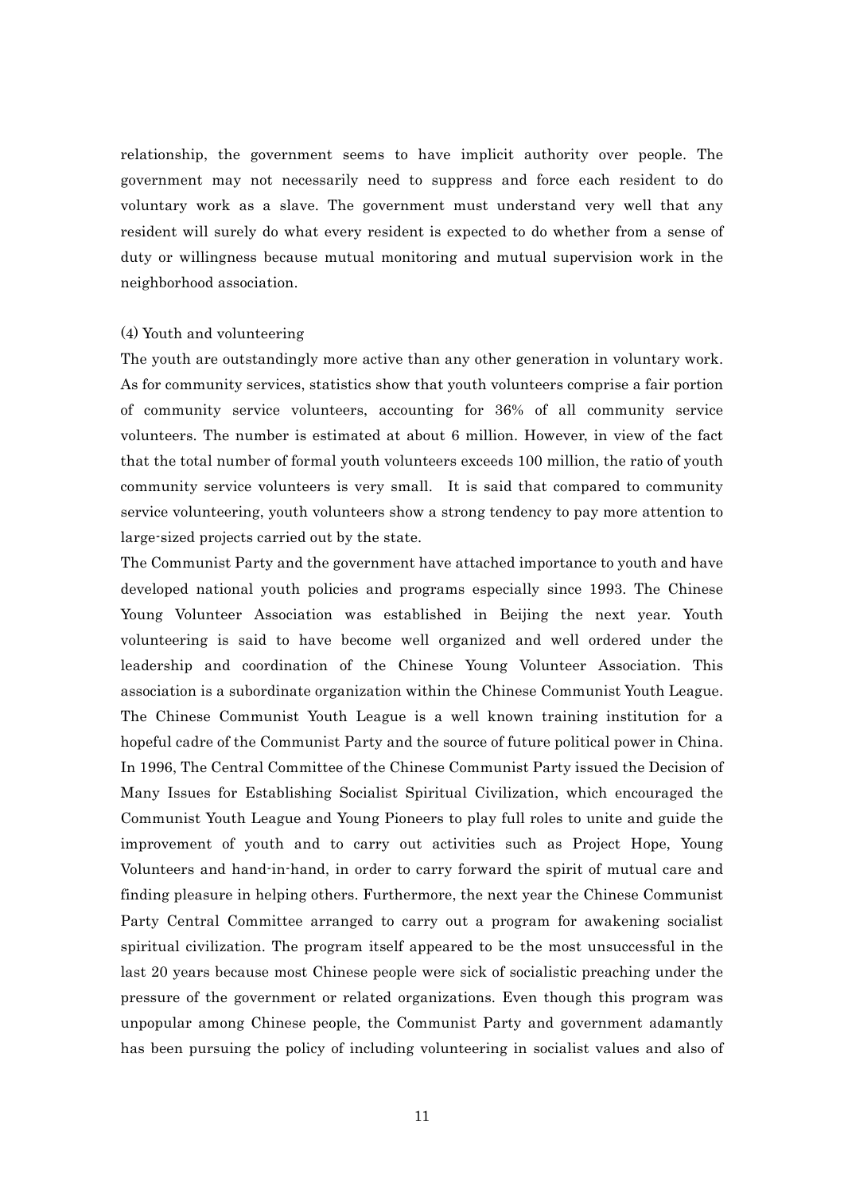relationship, the government seems to have implicit authority over people. The government may not necessarily need to suppress and force each resident to do voluntary work as a slave. The government must understand very well that any resident will surely do what every resident is expected to do whether from a sense of duty or willingness because mutual monitoring and mutual supervision work in the neighborhood association.

(4) Youth and volunteering

The youth are outstandingly more active than any other generation in voluntary work. As for community services, statistics show that youth volunteers comprise a fair portion of community service volunteers, accounting for 36% of all community service volunteers. The number is estimated at about 6 million. However, in view of the fact that the total number of formal youth volunteers exceeds 100 million, the ratio of youth community service volunteers is very small. It is said that compared to community service volunteering, youth volunteers show a strong tendency to pay more attention to large-sized projects carried out by the state.

The Communist Party and the government have attached importance to youth and have developed national youth policies and programs especially since 1993. The Chinese Young Volunteer Association was established in Beijing the next year. Youth volunteering is said to have become well organized and well ordered under the leadership and coordination of the Chinese Young Volunteer Association. This association is a subordinate organization within the Chinese Communist Youth League. The Chinese Communist Youth League is a well known training institution for a hopeful cadre of the Communist Party and the source of future political power in China. In 1996, The Central Committee of the Chinese Communist Party issued the Decision of Many Issues for Establishing Socialist Spiritual Civilization, which encouraged the Communist Youth League and Young Pioneers to play full roles to unite and guide the improvement of youth and to carry out activities such as Project Hope, Young Volunteers and hand-in-hand, in order to carry forward the spirit of mutual care and finding pleasure in helping others. Furthermore, the next year the Chinese Communist Party Central Committee arranged to carry out a program for awakening socialist spiritual civilization. The program itself appeared to be the most unsuccessful in the last 20 years because most Chinese people were sick of socialistic preaching under the pressure of the government or related organizations. Even though this program was unpopular among Chinese people, the Communist Party and government adamantly has been pursuing the policy of including volunteering in socialist values and also of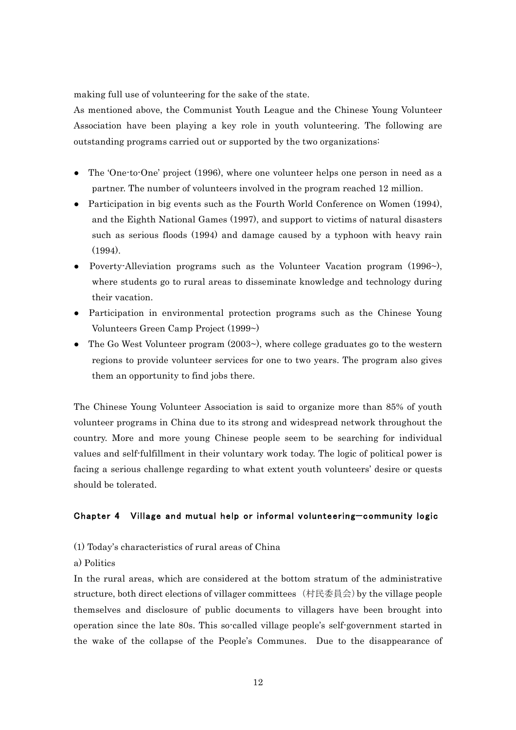making full use of volunteering for the sake of the state.

As mentioned above, the Communist Youth League and the Chinese Young Volunteer Association have been playing a key role in youth volunteering. The following are outstanding programs carried out or supported by the two organizations:

- The 'One-to-One' project (1996), where one volunteer helps one person in need as a partner. The number of volunteers involved in the program reached 12 million.
- Participation in big events such as the Fourth World Conference on Women (1994), and the Eighth National Games (1997), and support to victims of natural disasters such as serious floods (1994) and damage caused by a typhoon with heavy rain (1994).
- Poverty-Alleviation programs such as the Volunteer Vacation program (1996~), where students go to rural areas to disseminate knowledge and technology during their vacation.
- Participation in environmental protection programs such as the Chinese Young Volunteers Green Camp Project (1999~)
- The Go West Volunteer program (2003~), where college graduates go to the western regions to provide volunteer services for one to two years. The program also gives them an opportunity to find jobs there.

The Chinese Young Volunteer Association is said to organize more than 85% of youth volunteer programs in China due to its strong and widespread network throughout the country. More and more young Chinese people seem to be searching for individual values and self-fulfillment in their voluntary work today. The logic of political power is facing a serious challenge regarding to what extent youth volunteers' desire or quests should be tolerated.

## Chapter 4　Village and mutual help or informal volunteering—community logic

(1) Today's characteristics of rural areas of China

a) Politics

In the rural areas, which are considered at the bottom stratum of the administrative structure, both direct elections of villager committees （村民委員会）by the village people themselves and disclosure of public documents to villagers have been brought into operation since the late 80s. This so-called village people's self-government started in the wake of the collapse of the People's Communes. Due to the disappearance of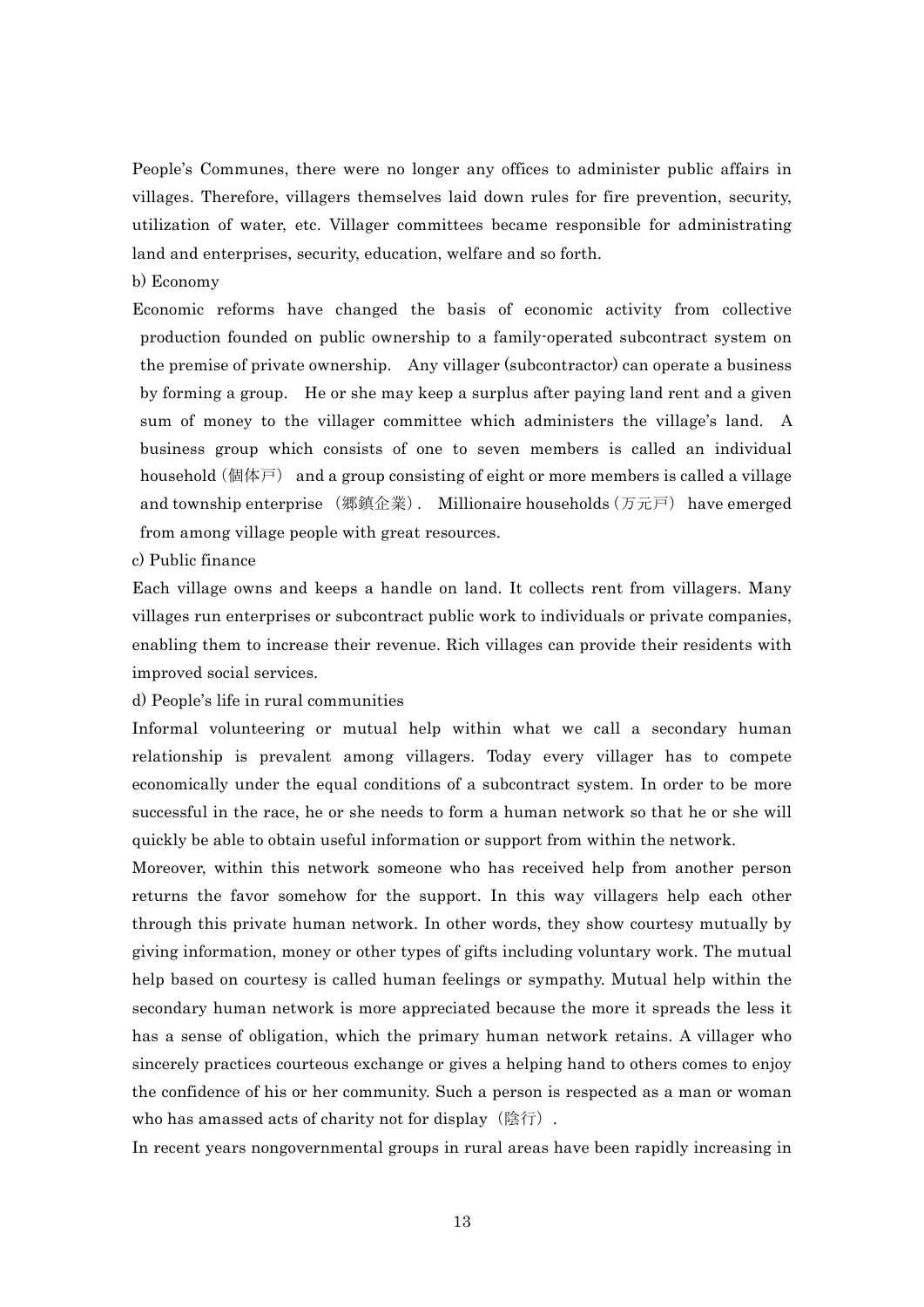People's Communes, there were no longer any offices to administer public affairs in villages. Therefore, villagers themselves laid down rules for fire prevention, security, utilization of water, etc. Villager committees became responsible for administrating land and enterprises, security, education, welfare and so forth.

b) Economy

Economic reforms have changed the basis of economic activity from collective production founded on public ownership to a family-operated subcontract system on the premise of private ownership. Any villager (subcontractor) can operate a business by forming a group. He or she may keep a surplus after paying land rent and a given sum of money to the villager committee which administers the village's land. A business group which consists of one to seven members is called an individual household（個体戸） and a group consisting of eight or more members is called a village and township enterprise （郷鎮企業）. Millionaire households（万元戸） have emerged from among village people with great resources.

c) Public finance

Each village owns and keeps a handle on land. It collects rent from villagers. Many villages run enterprises or subcontract public work to individuals or private companies, enabling them to increase their revenue. Rich villages can provide their residents with improved social services.

d) People's life in rural communities

Informal volunteering or mutual help within what we call a secondary human relationship is prevalent among villagers. Today every villager has to compete economically under the equal conditions of a subcontract system. In order to be more successful in the race, he or she needs to form a human network so that he or she will quickly be able to obtain useful information or support from within the network.

Moreover, within this network someone who has received help from another person returns the favor somehow for the support. In this way villagers help each other through this private human network. In other words, they show courtesy mutually by giving information, money or other types of gifts including voluntary work. The mutual help based on courtesy is called human feelings or sympathy. Mutual help within the secondary human network is more appreciated because the more it spreads the less it has a sense of obligation, which the primary human network retains. A villager who sincerely practices courteous exchange or gives a helping hand to others comes to enjoy the confidence of his or her community. Such a person is respected as a man or woman who has amassed acts of charity not for display（陰行）.

In recent years nongovernmental groups in rural areas have been rapidly increasing in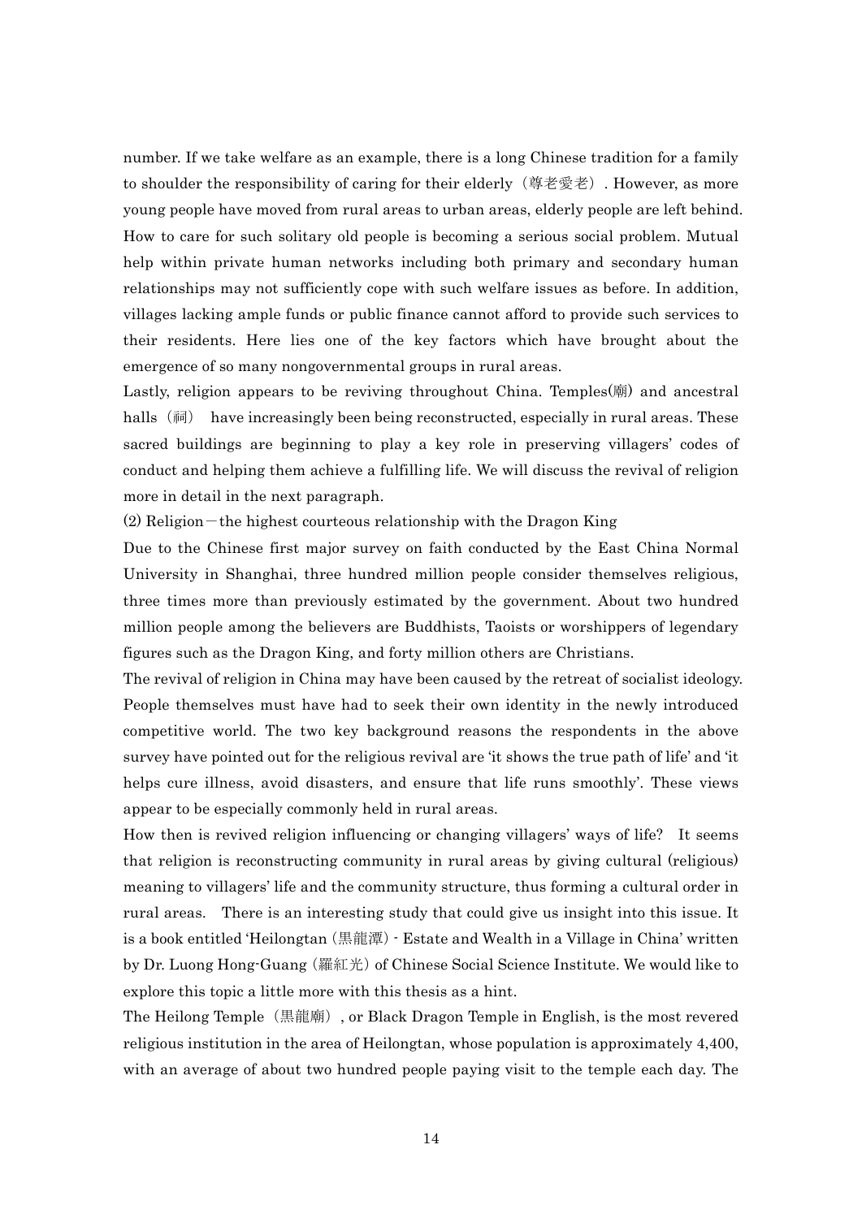number. If we take welfare as an example, there is a long Chinese tradition for a family to shoulder the responsibility of caring for their elderly（尊老愛老）. However, as more young people have moved from rural areas to urban areas, elderly people are left behind. How to care for such solitary old people is becoming a serious social problem. Mutual help within private human networks including both primary and secondary human relationships may not sufficiently cope with such welfare issues as before. In addition, villages lacking ample funds or public finance cannot afford to provide such services to their residents. Here lies one of the key factors which have brought about the emergence of so many nongovernmental groups in rural areas.

Lastly, religion appears to be reviving throughout China. Temples(廟) and ancestral halls（祠） have increasingly been being reconstructed, especially in rural areas. These sacred buildings are beginning to play a key role in preserving villagers' codes of conduct and helping them achieve a fulfilling life. We will discuss the revival of religion more in detail in the next paragraph.

(2) Religion－the highest courteous relationship with the Dragon King

Due to the Chinese first major survey on faith conducted by the East China Normal University in Shanghai, three hundred million people consider themselves religious, three times more than previously estimated by the government. About two hundred million people among the believers are Buddhists, Taoists or worshippers of legendary figures such as the Dragon King, and forty million others are Christians.

The revival of religion in China may have been caused by the retreat of socialist ideology. People themselves must have had to seek their own identity in the newly introduced competitive world. The two key background reasons the respondents in the above survey have pointed out for the religious revival are 'it shows the true path of life' and 'it helps cure illness, avoid disasters, and ensure that life runs smoothly'. These views appear to be especially commonly held in rural areas.

How then is revived religion influencing or changing villagers' ways of life? It seems that religion is reconstructing community in rural areas by giving cultural (religious) meaning to villagers' life and the community structure, thus forming a cultural order in rural areas. There is an interesting study that could give us insight into this issue. It is a book entitled 'Heilongtan（黒龍潭）- Estate and Wealth in a Village in China' written by Dr. Luong Hong-Guang（羅紅光）of Chinese Social Science Institute. We would like to explore this topic a little more with this thesis as a hint.

The Heilong Temple（黒龍廟）, or Black Dragon Temple in English, is the most revered religious institution in the area of Heilongtan, whose population is approximately 4,400, with an average of about two hundred people paying visit to the temple each day. The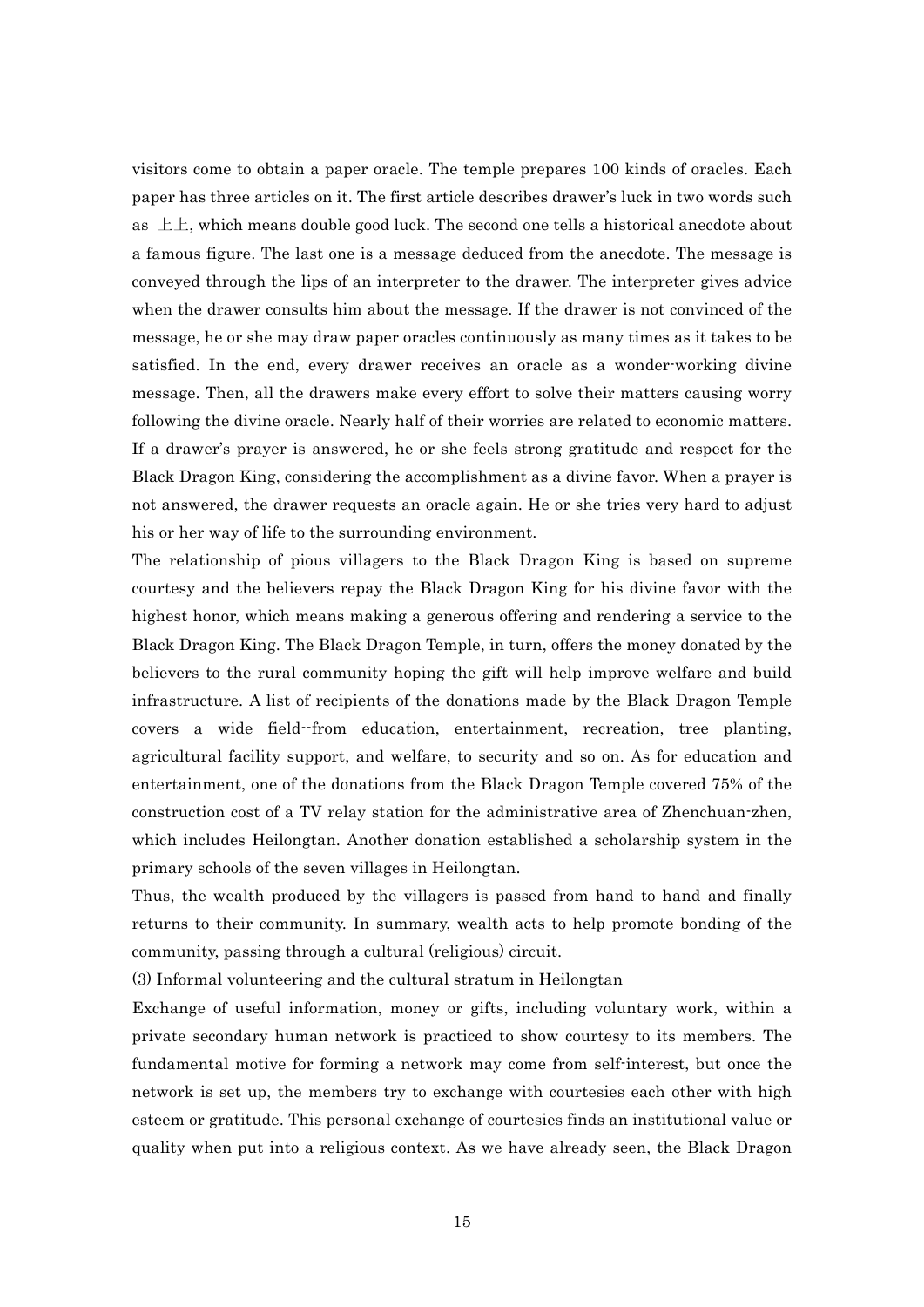visitors come to obtain a paper oracle. The temple prepares 100 kinds of oracles. Each paper has three articles on it. The first article describes drawer's luck in two words such as 上上, which means double good luck. The second one tells a historical anecdote about a famous figure. The last one is a message deduced from the anecdote. The message is conveyed through the lips of an interpreter to the drawer. The interpreter gives advice when the drawer consults him about the message. If the drawer is not convinced of the message, he or she may draw paper oracles continuously as many times as it takes to be satisfied. In the end, every drawer receives an oracle as a wonder-working divine message. Then, all the drawers make every effort to solve their matters causing worry following the divine oracle. Nearly half of their worries are related to economic matters. If a drawer's prayer is answered, he or she feels strong gratitude and respect for the Black Dragon King, considering the accomplishment as a divine favor. When a prayer is not answered, the drawer requests an oracle again. He or she tries very hard to adjust his or her way of life to the surrounding environment.

The relationship of pious villagers to the Black Dragon King is based on supreme courtesy and the believers repay the Black Dragon King for his divine favor with the highest honor, which means making a generous offering and rendering a service to the Black Dragon King. The Black Dragon Temple, in turn, offers the money donated by the believers to the rural community hoping the gift will help improve welfare and build infrastructure. A list of recipients of the donations made by the Black Dragon Temple covers a wide field--from education, entertainment, recreation, tree planting, agricultural facility support, and welfare, to security and so on. As for education and entertainment, one of the donations from the Black Dragon Temple covered 75% of the construction cost of a TV relay station for the administrative area of Zhenchuan-zhen, which includes Heilongtan. Another donation established a scholarship system in the primary schools of the seven villages in Heilongtan.

Thus, the wealth produced by the villagers is passed from hand to hand and finally returns to their community. In summary, wealth acts to help promote bonding of the community, passing through a cultural (religious) circuit.

(3) Informal volunteering and the cultural stratum in Heilongtan

Exchange of useful information, money or gifts, including voluntary work, within a private secondary human network is practiced to show courtesy to its members. The fundamental motive for forming a network may come from self-interest, but once the network is set up, the members try to exchange with courtesies each other with high esteem or gratitude. This personal exchange of courtesies finds an institutional value or quality when put into a religious context. As we have already seen, the Black Dragon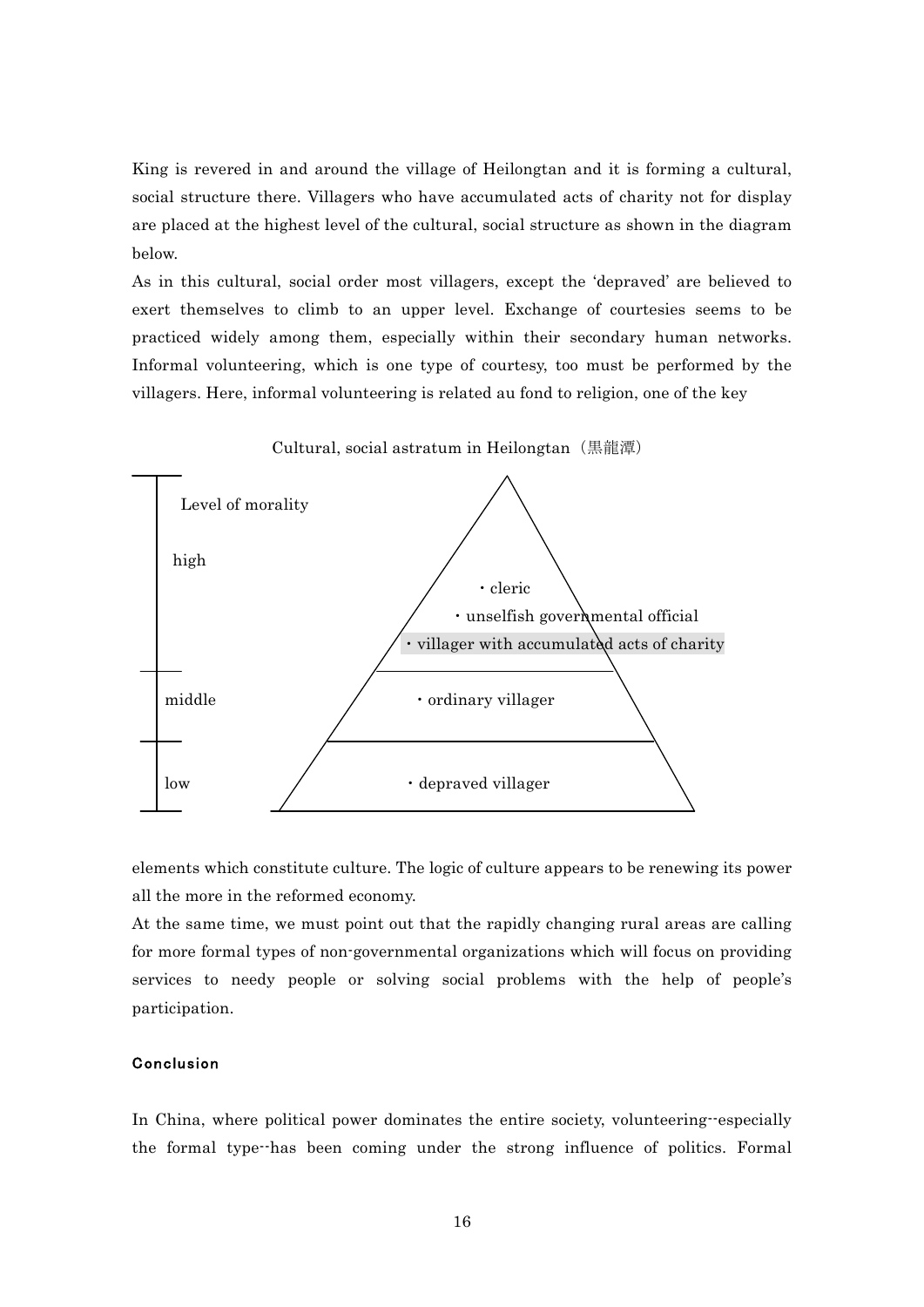King is revered in and around the village of Heilongtan and it is forming a cultural, social structure there. Villagers who have accumulated acts of charity not for display are placed at the highest level of the cultural, social structure as shown in the diagram below.

As in this cultural, social order most villagers, except the 'depraved' are believed to exert themselves to climb to an upper level. Exchange of courtesies seems to be practiced widely among them, especially within their secondary human networks. Informal volunteering, which is one type of courtesy, too must be performed by the villagers. Here, informal volunteering is related au fond to religion, one of the key

Cultural, social astratum in Heilongtan（黒龍潭）

| Level of morality | |
| --- | --- |
| high | ・cleric<br>・unselfish governmental official<br>・villager with accumulated acts of charity |
| middle | ・ordinary villager |
| low | ・depraved villager |

elements which constitute culture. The logic of culture appears to be renewing its power all the more in the reformed economy.

At the same time, we must point out that the rapidly changing rural areas are calling for more formal types of non-governmental organizations which will focus on providing services to needy people or solving social problems with the help of people's participation.

### Conclusion

In China, where political power dominates the entire society, volunteering--especially the formal type--has been coming under the strong influence of politics. Formal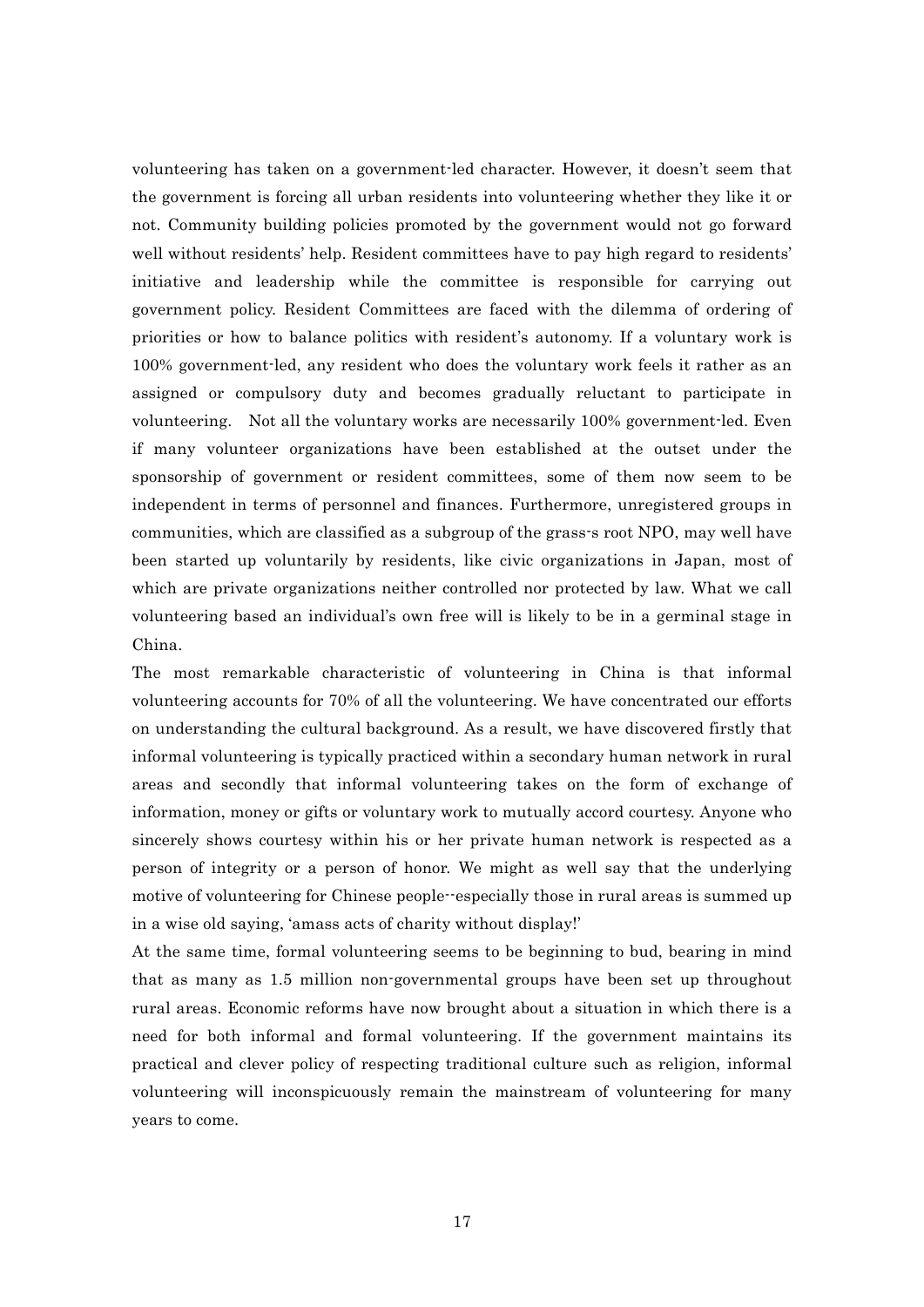volunteering has taken on a government-led character. However, it doesn't seem that the government is forcing all urban residents into volunteering whether they like it or not. Community building policies promoted by the government would not go forward well without residents' help. Resident committees have to pay high regard to residents' initiative and leadership while the committee is responsible for carrying out government policy. Resident Committees are faced with the dilemma of ordering of priorities or how to balance politics with resident's autonomy. If a voluntary work is 100% government-led, any resident who does the voluntary work feels it rather as an assigned or compulsory duty and becomes gradually reluctant to participate in volunteering. Not all the voluntary works are necessarily 100% government-led. Even if many volunteer organizations have been established at the outset under the sponsorship of government or resident committees, some of them now seem to be independent in terms of personnel and finances. Furthermore, unregistered groups in communities, which are classified as a subgroup of the grass-s root NPO, may well have been started up voluntarily by residents, like civic organizations in Japan, most of which are private organizations neither controlled nor protected by law. What we call volunteering based an individual's own free will is likely to be in a germinal stage in China.

The most remarkable characteristic of volunteering in China is that informal volunteering accounts for 70% of all the volunteering. We have concentrated our efforts on understanding the cultural background. As a result, we have discovered firstly that informal volunteering is typically practiced within a secondary human network in rural areas and secondly that informal volunteering takes on the form of exchange of information, money or gifts or voluntary work to mutually accord courtesy. Anyone who sincerely shows courtesy within his or her private human network is respected as a person of integrity or a person of honor. We might as well say that the underlying motive of volunteering for Chinese people--especially those in rural areas is summed up in a wise old saying, 'amass acts of charity without display!'

At the same time, formal volunteering seems to be beginning to bud, bearing in mind that as many as 1.5 million non-governmental groups have been set up throughout rural areas. Economic reforms have now brought about a situation in which there is a need for both informal and formal volunteering. If the government maintains its practical and clever policy of respecting traditional culture such as religion, informal volunteering will inconspicuously remain the mainstream of volunteering for many years to come.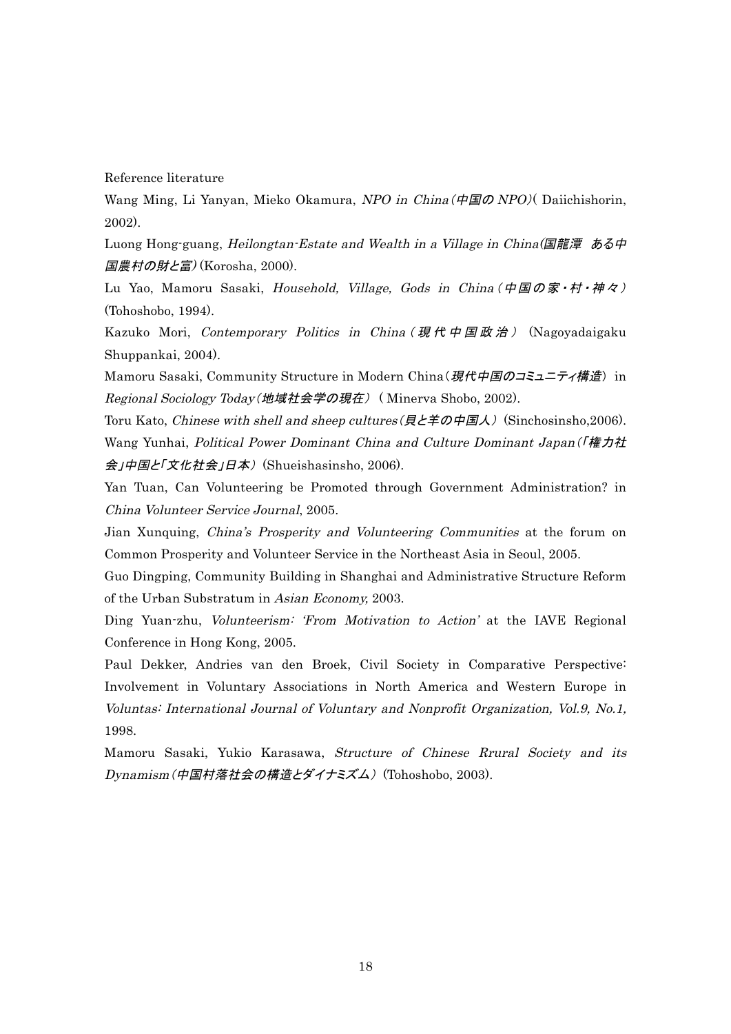Reference literature

Wang Ming, Li Yanyan, Mieko Okamura, *NPO in China（中国の NPO）*( Daiichishorin, 2002).

Luong Hong-guang, *Heilongtan-Estate and Wealth in a Village in China(国龍潭　ある中国農村の財と富)*（Korosha, 2000).

Lu Yao, Mamoru Sasaki, *Household, Village, Gods in China（中国の家・村・神々）* (Tohoshobo, 1994).

Kazuko Mori, *Contemporary Politics in China（現代中国政治）*（Nagoyadaigaku Shuppankai, 2004).

Mamoru Sasaki, Community Structure in Modern China（*現代中国のコミュニティ構造*）in *Regional Sociology Today（地域社会学の現在）*（ Minerva Shobo, 2002).

Toru Kato, *Chinese with shell and sheep cultures（貝と羊の中国人）*（Sinchosinsho,2006).

Wang Yunhai, *Political Power Dominant China and Culture Dominant Japan（「権力社会」中国と「文化社会」日本）*（Shueishasinsho, 2006).

Yan Tuan, Can Volunteering be Promoted through Government Administration? in *China Volunteer Service Journal*, 2005.

Jian Xunquing, *China's Prosperity and Volunteering Communities* at the forum on Common Prosperity and Volunteer Service in the Northeast Asia in Seoul, 2005.

Guo Dingping, Community Building in Shanghai and Administrative Structure Reform of the Urban Substratum in *Asian Economy,* 2003.

Ding Yuan-zhu, *Volunteerism: 'From Motivation to Action'* at the IAVE Regional Conference in Hong Kong, 2005.

Paul Dekker, Andries van den Broek, Civil Society in Comparative Perspective: Involvement in Voluntary Associations in North America and Western Europe in *Voluntas: International Journal of Voluntary and Nonprofit Organization, Vol.9, No.1,* 1998.

Mamoru Sasaki, Yukio Karasawa, *Structure of Chinese Rrural Society and its Dynamism（中国村落社会の構造とダイナミズム）*（Tohoshobo, 2003).